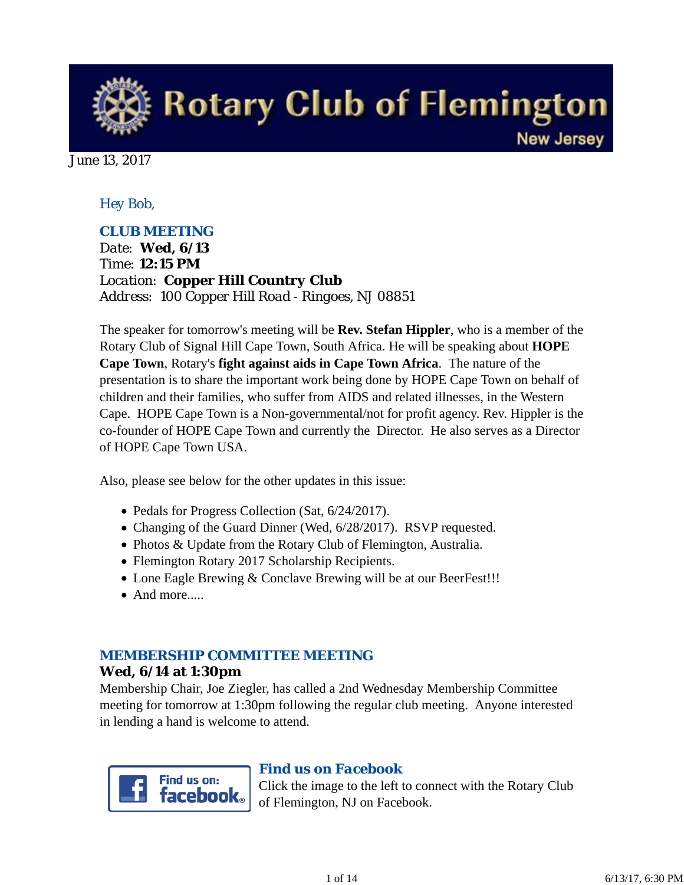# Rotary Club of Flemington

New Jersey

June 13, 2017

Hey Bob,

## CLUB MEETING

Date: **Wed, 6/13**
Time: **12:15 PM**
Location: **Copper Hill Country Club**
Address: 100 Copper Hill Road - Ringoes, NJ 08851

The speaker for tomorrow's meeting will be **Rev. Stefan Hippler**, who is a member of the Rotary Club of Signal Hill Cape Town, South Africa. He will be speaking about **HOPE Cape Town**, Rotary's **fight against aids in Cape Town Africa**. The nature of the presentation is to share the important work being done by HOPE Cape Town on behalf of children and their families, who suffer from AIDS and related illnesses, in the Western Cape. HOPE Cape Town is a Non-governmental/not for profit agency. Rev. Hippler is the co-founder of HOPE Cape Town and currently the Director. He also serves as a Director of HOPE Cape Town USA.

Also, please see below for the other updates in this issue:

- Pedals for Progress Collection (Sat, 6/24/2017).
- Changing of the Guard Dinner (Wed, 6/28/2017). RSVP requested.
- Photos & Update from the Rotary Club of Flemington, Australia.
- Flemington Rotary 2017 Scholarship Recipients.
- Lone Eagle Brewing & Conclave Brewing will be at our BeerFest!!!
- And more.....

## MEMBERSHIP COMMITTEE MEETING

**Wed, 6/14 at 1:30pm**

Membership Chair, Joe Ziegler, has called a 2nd Wednesday Membership Committee meeting for tomorrow at 1:30pm following the regular club meeting. Anyone interested in lending a hand is welcome to attend.

Find us on: facebook

## Find us on Facebook

Click the image to the left to connect with the Rotary Club of Flemington, NJ on Facebook.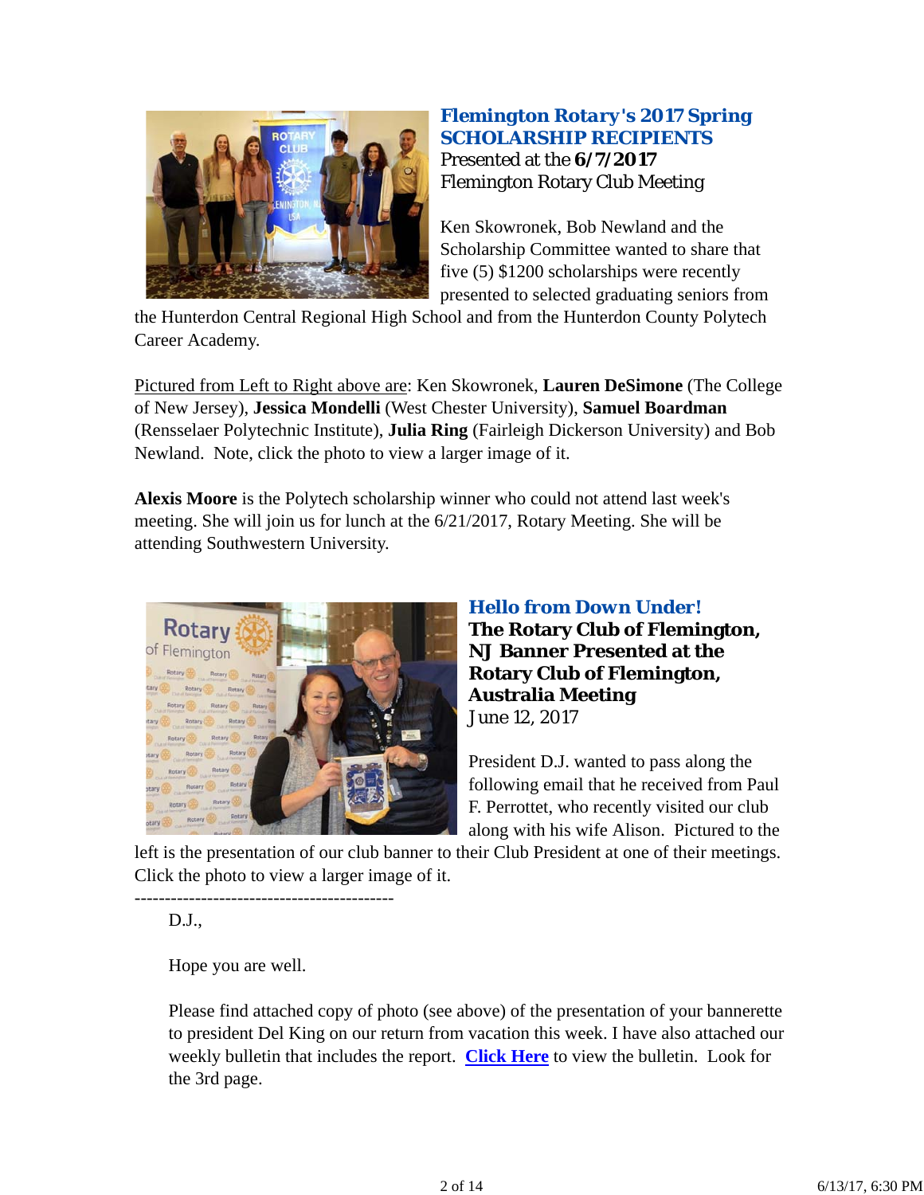## Flemington Rotary's 2017 Spring SCHOLARSHIP RECIPIENTS

Presented at the **6/7/2017** Flemington Rotary Club Meeting

Ken Skowronek, Bob Newland and the Scholarship Committee wanted to share that five (5) $1200 scholarships were recently presented to selected graduating seniors from the Hunterdon Central Regional High School and from the Hunterdon County Polytech Career Academy.

Pictured from Left to Right above are: Ken Skowronek, **Lauren DeSimone** (The College of New Jersey), **Jessica Mondelli** (West Chester University), **Samuel Boardman** (Rensselaer Polytechnic Institute), **Julia Ring** (Fairleigh Dickerson University) and Bob Newland. Note, click the photo to view a larger image of it.

**Alexis Moore** is the Polytech scholarship winner who could not attend last week's meeting. She will join us for lunch at the 6/21/2017, Rotary Meeting. She will be attending Southwestern University.

## Hello from Down Under!

**The Rotary Club of Flemington, NJ Banner Presented at the Rotary Club of Flemington, Australia Meeting**

June 12, 2017

President D.J. wanted to pass along the following email that he received from Paul F. Perrottet, who recently visited our club along with his wife Alison. Pictured to the left is the presentation of our club banner to their Club President at one of their meetings. Click the photo to view a larger image of it.

------------------------------------------

> D.J.,
>
> Hope you are well.
>
> Please find attached copy of photo (see above) of the presentation of your bannerette to president Del King on our return from vacation this week. I have also attached our weekly bulletin that includes the report. **Click Here** to view the bulletin. Look for the 3rd page.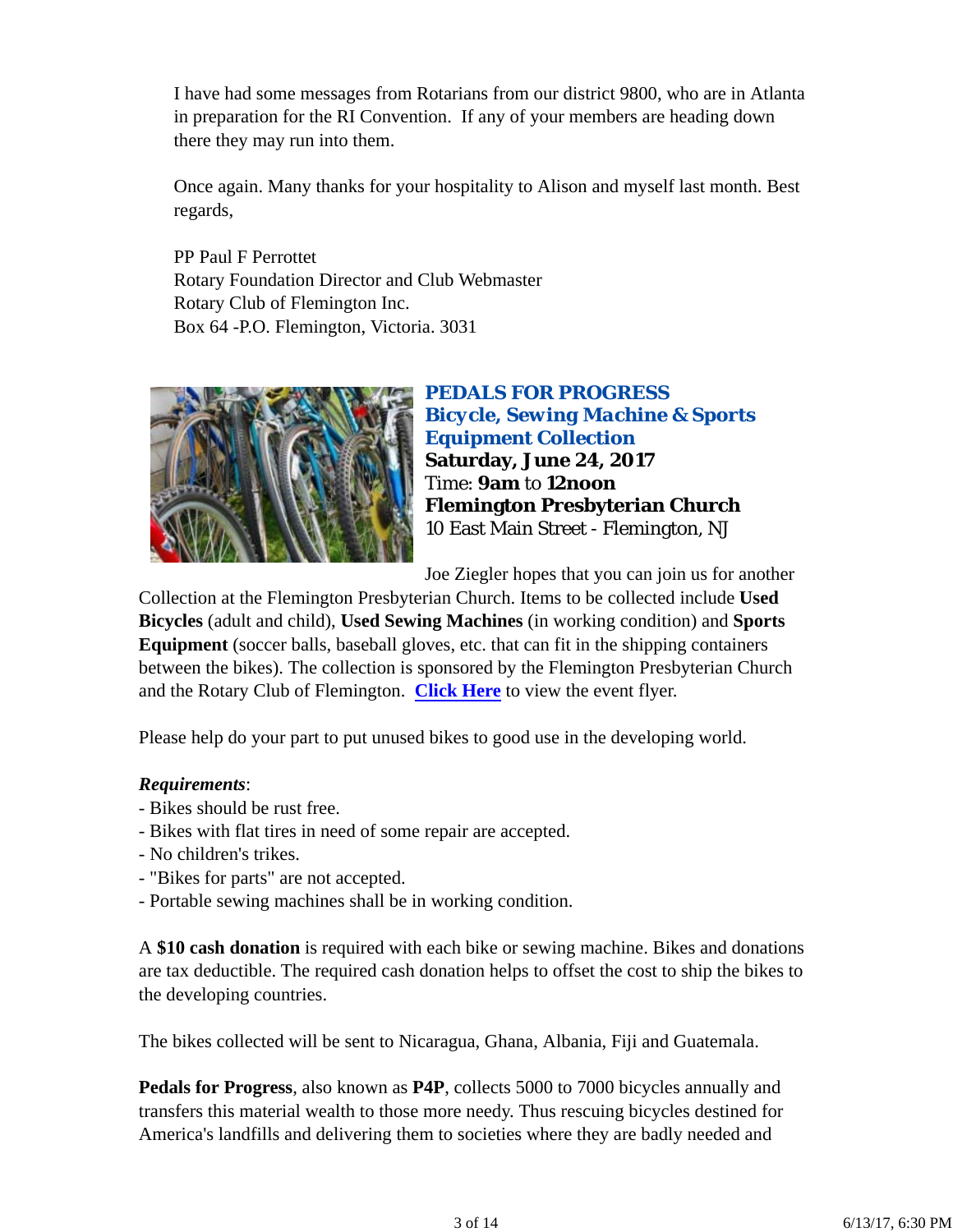I have had some messages from Rotarians from our district 9800, who are in Atlanta in preparation for the RI Convention. If any of your members are heading down there they may run into them.

Once again. Many thanks for your hospitality to Alison and myself last month. Best regards,

PP Paul F Perrottet
Rotary Foundation Director and Club Webmaster
Rotary Club of Flemington Inc.
Box 64 -P.O. Flemington, Victoria. 3031

***PEDALS FOR PROGRESS***
***Bicycle, Sewing Machine & Sports Equipment Collection***
**Saturday, June 24, 2017**
Time: **9am** to **12noon**
**Flemington Presbyterian Church**
10 East Main Street - Flemington, NJ

Joe Ziegler hopes that you can join us for another Collection at the Flemington Presbyterian Church. Items to be collected include **Used Bicycles** (adult and child), **Used Sewing Machines** (in working condition) and **Sports Equipment** (soccer balls, baseball gloves, etc. that can fit in the shipping containers between the bikes). The collection is sponsored by the Flemington Presbyterian Church and the Rotary Club of Flemington. **Click Here** to view the event flyer.

Please help do your part to put unused bikes to good use in the developing world.

***Requirements***:
- Bikes should be rust free.
- Bikes with flat tires in need of some repair are accepted.
- No children's trikes.
- "Bikes for parts" are not accepted.
- Portable sewing machines shall be in working condition.

A **$10 cash donation** is required with each bike or sewing machine. Bikes and donations are tax deductible. The required cash donation helps to offset the cost to ship the bikes to the developing countries.

The bikes collected will be sent to Nicaragua, Ghana, Albania, Fiji and Guatemala.

**Pedals for Progress**, also known as **P4P**, collects 5000 to 7000 bicycles annually and transfers this material wealth to those more needy. Thus rescuing bicycles destined for America's landfills and delivering them to societies where they are badly needed and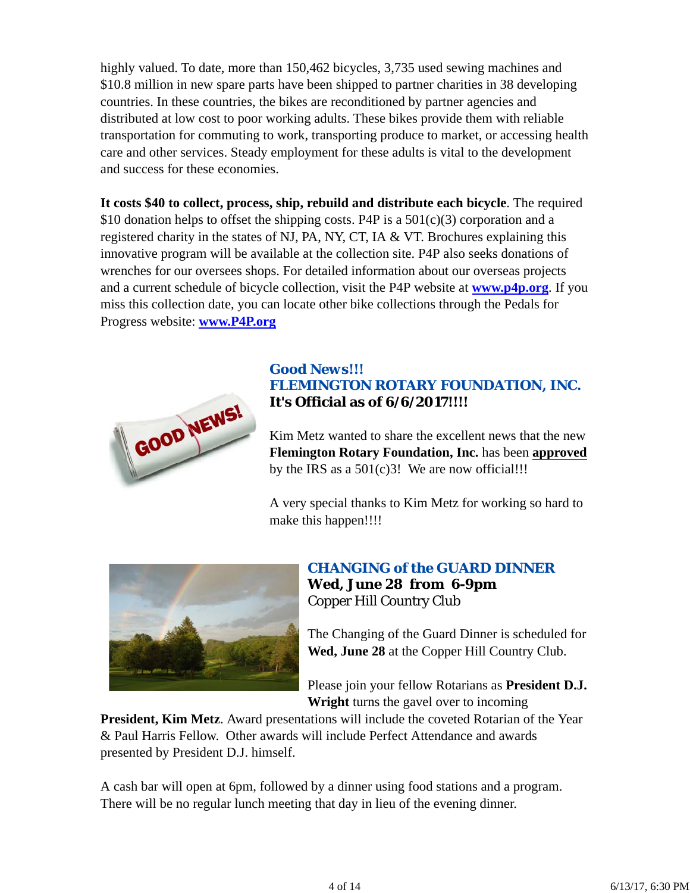highly valued. To date, more than 150,462 bicycles, 3,735 used sewing machines and $10.8 million in new spare parts have been shipped to partner charities in 38 developing countries. In these countries, the bikes are reconditioned by partner agencies and distributed at low cost to poor working adults. These bikes provide them with reliable transportation for commuting to work, transporting produce to market, or accessing health care and other services. Steady employment for these adults is vital to the development and success for these economies.

**It costs $40 to collect, process, ship, rebuild and distribute each bicycle**. The required $10 donation helps to offset the shipping costs. P4P is a 501(c)(3) corporation and a registered charity in the states of NJ, PA, NY, CT, IA & VT. Brochures explaining this innovative program will be available at the collection site. P4P also seeks donations of wrenches for our oversees shops. For detailed information about our overseas projects and a current schedule of bicycle collection, visit the P4P website at **www.p4p.org**. If you miss this collection date, you can locate other bike collections through the Pedals for Progress website: **www.P4P.org**

## Good News!!!
## FLEMINGTON ROTARY FOUNDATION, INC.
### It's Official as of 6/6/2017!!!!

Kim Metz wanted to share the excellent news that the new **Flemington Rotary Foundation, Inc.** has been **approved** by the IRS as a 501(c)3! We are now official!!!

A very special thanks to Kim Metz for working so hard to make this happen!!!!

## CHANGING of the GUARD DINNER
**Wed, June 28 from 6-9pm**
Copper Hill Country Club

The Changing of the Guard Dinner is scheduled for **Wed, June 28** at the Copper Hill Country Club.

Please join your fellow Rotarians as **President D.J. Wright** turns the gavel over to incoming **President, Kim Metz**. Award presentations will include the coveted Rotarian of the Year & Paul Harris Fellow. Other awards will include Perfect Attendance and awards presented by President D.J. himself.

A cash bar will open at 6pm, followed by a dinner using food stations and a program. There will be no regular lunch meeting that day in lieu of the evening dinner.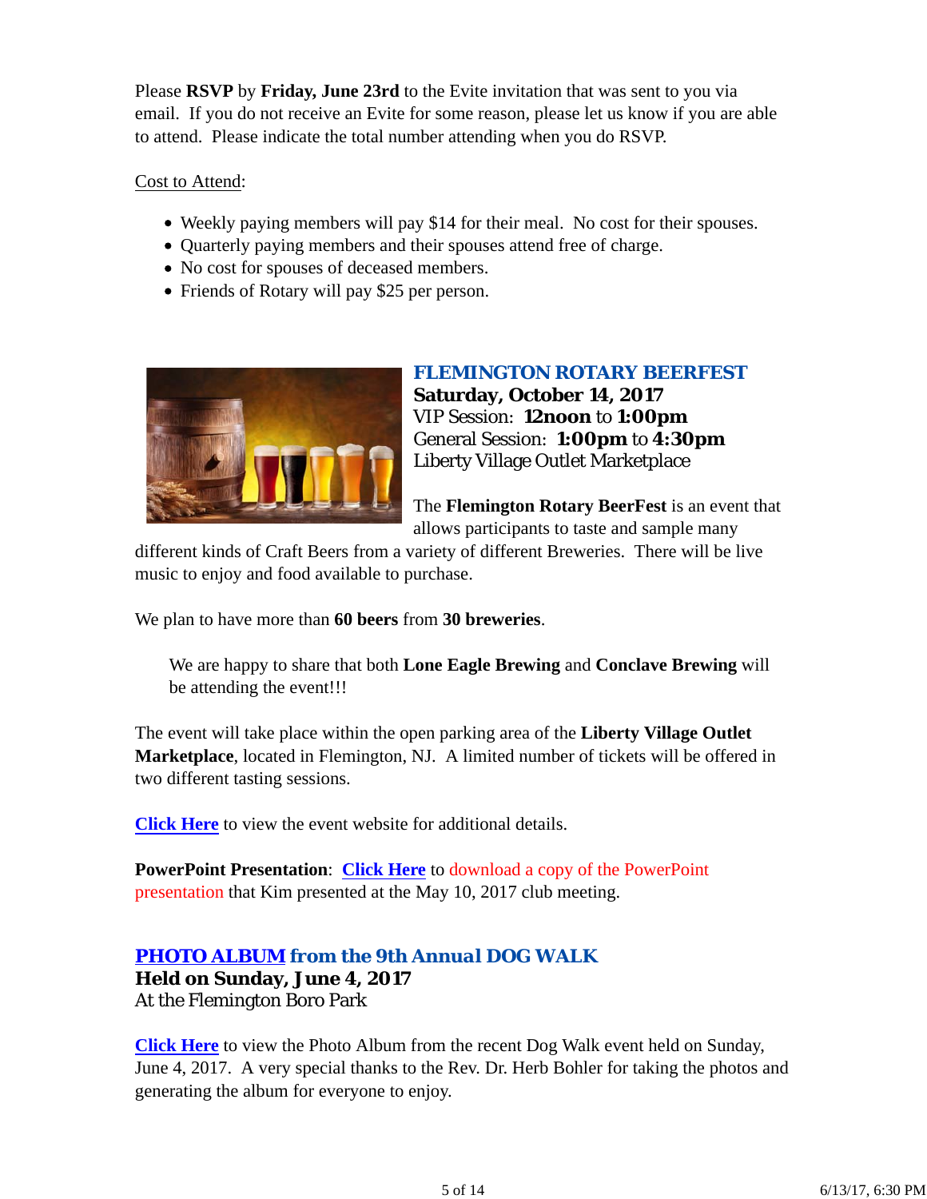Please **RSVP** by **Friday, June 23rd** to the Evite invitation that was sent to you via email. If you do not receive an Evite for some reason, please let us know if you are able to attend. Please indicate the total number attending when you do RSVP.

Cost to Attend:

- Weekly paying members will pay $14 for their meal. No cost for their spouses.
- Quarterly paying members and their spouses attend free of charge.
- No cost for spouses of deceased members.
- Friends of Rotary will pay $25 per person.

## FLEMINGTON ROTARY BEERFEST

**Saturday, October 14, 2017**
VIP Session: **12noon** to **1:00pm**
General Session: **1:00pm** to **4:30pm**
Liberty Village Outlet Marketplace

The **Flemington Rotary BeerFest** is an event that allows participants to taste and sample many different kinds of Craft Beers from a variety of different Breweries. There will be live music to enjoy and food available to purchase.

We plan to have more than **60 beers** from **30 breweries**.

> We are happy to share that both **Lone Eagle Brewing** and **Conclave Brewing** will be attending the event!!!

The event will take place within the open parking area of the **Liberty Village Outlet Marketplace**, located in Flemington, NJ. A limited number of tickets will be offered in two different tasting sessions.

**Click Here** to view the event website for additional details.

**PowerPoint Presentation**: **Click Here** to download a copy of the PowerPoint presentation that Kim presented at the May 10, 2017 club meeting.

## PHOTO ALBUM from the 9th Annual DOG WALK

**Held on Sunday, June 4, 2017**
At the Flemington Boro Park

**Click Here** to view the Photo Album from the recent Dog Walk event held on Sunday, June 4, 2017. A very special thanks to the Rev. Dr. Herb Bohler for taking the photos and generating the album for everyone to enjoy.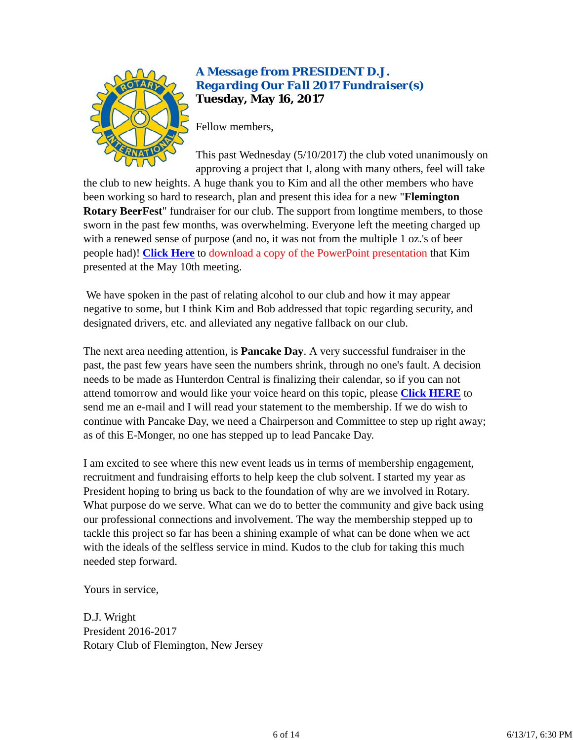## A Message from PRESIDENT D.J. Regarding Our Fall 2017 Fundraiser(s)

**Tuesday, May 16, 2017**

Fellow members,

This past Wednesday (5/10/2017) the club voted unanimously on approving a project that I, along with many others, feel will take the club to new heights. A huge thank you to Kim and all the other members who have been working so hard to research, plan and present this idea for a new "**Flemington Rotary BeerFest**" fundraiser for our club. The support from longtime members, to those sworn in the past few months, was overwhelming. Everyone left the meeting charged up with a renewed sense of purpose (and no, it was not from the multiple 1 oz.'s of beer people had)! **Click Here** to download a copy of the PowerPoint presentation that Kim presented at the May 10th meeting.

We have spoken in the past of relating alcohol to our club and how it may appear negative to some, but I think Kim and Bob addressed that topic regarding security, and designated drivers, etc. and alleviated any negative fallback on our club.

The next area needing attention, is **Pancake Day**. A very successful fundraiser in the past, the past few years have seen the numbers shrink, through no one's fault. A decision needs to be made as Hunterdon Central is finalizing their calendar, so if you can not attend tomorrow and would like your voice heard on this topic, please **Click HERE** to send me an e-mail and I will read your statement to the membership. If we do wish to continue with Pancake Day, we need a Chairperson and Committee to step up right away; as of this E-Monger, no one has stepped up to lead Pancake Day.

I am excited to see where this new event leads us in terms of membership engagement, recruitment and fundraising efforts to help keep the club solvent. I started my year as President hoping to bring us back to the foundation of why are we involved in Rotary. What purpose do we serve. What can we do to better the community and give back using our professional connections and involvement. The way the membership stepped up to tackle this project so far has been a shining example of what can be done when we act with the ideals of the selfless service in mind. Kudos to the club for taking this much needed step forward.

Yours in service,

D.J. Wright
President 2016-2017
Rotary Club of Flemington, New Jersey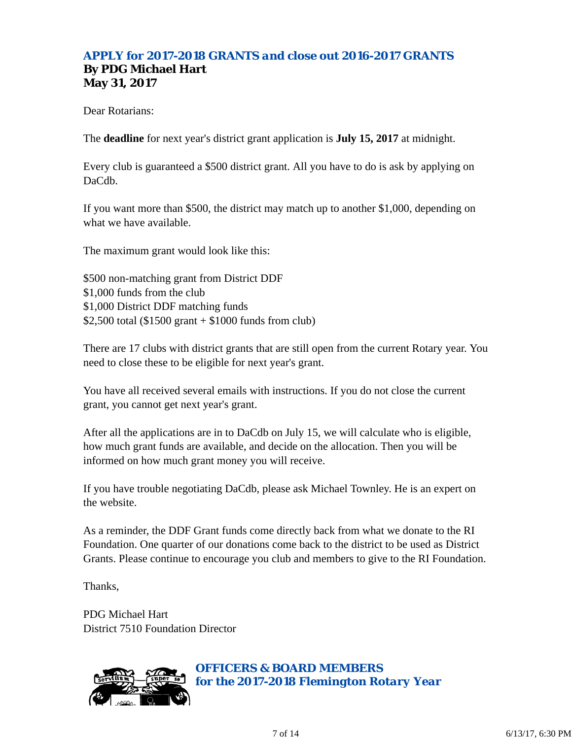## APPLY for 2017-2018 GRANTS and close out 2016-2017 GRANTS

**By PDG Michael Hart**
**May 31, 2017**

Dear Rotarians:

The **deadline** for next year's district grant application is **July 15, 2017** at midnight.

Every club is guaranteed a $500 district grant. All you have to do is ask by applying on DaCdb.

If you want more than $500, the district may match up to another $1,000, depending on what we have available.

The maximum grant would look like this:

$500 non-matching grant from District DDF
$1,000 funds from the club
$1,000 District DDF matching funds
$2,500 total ($1500 grant + $1000 funds from club)

There are 17 clubs with district grants that are still open from the current Rotary year. You need to close these to be eligible for next year's grant.

You have all received several emails with instructions. If you do not close the current grant, you cannot get next year's grant.

After all the applications are in to DaCdb on July 15, we will calculate who is eligible, how much grant funds are available, and decide on the allocation. Then you will be informed on how much grant money you will receive.

If you have trouble negotiating DaCdb, please ask Michael Townley. He is an expert on the website.

As a reminder, the DDF Grant funds come directly back from what we donate to the RI Foundation. One quarter of our donations come back to the district to be used as District Grants. Please continue to encourage you club and members to give to the RI Foundation.

Thanks,

PDG Michael Hart
District 7510 Foundation Director

## OFFICERS & BOARD MEMBERS for the 2017-2018 Flemington Rotary Year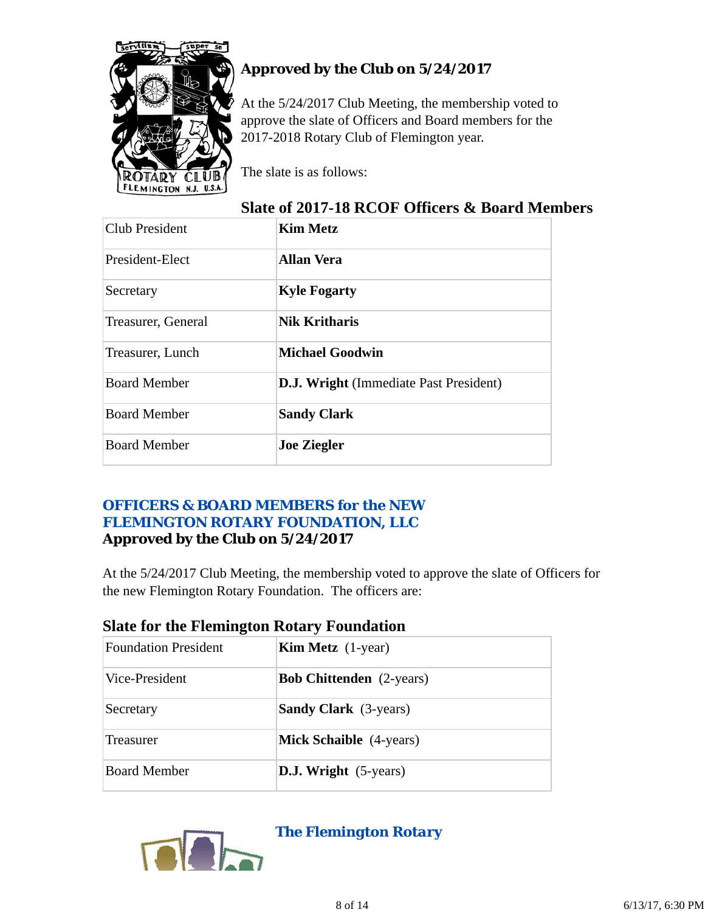## Approved by the Club on 5/24/2017

At the 5/24/2017 Club Meeting, the membership voted to approve the slate of Officers and Board members for the 2017-2018 Rotary Club of Flemington year.

The slate is as follows:

### Slate of 2017-18 RCOF Officers & Board Members

| | |
|---|---|
| Club President | **Kim Metz** |
| President-Elect | **Allan Vera** |
| Secretary | **Kyle Fogarty** |
| Treasurer, General | **Nik Kritharis** |
| Treasurer, Lunch | **Michael Goodwin** |
| Board Member | **D.J. Wright** (Immediate Past President) |
| Board Member | **Sandy Clark** |
| Board Member | **Joe Ziegler** |

## OFFICERS & BOARD MEMBERS for the NEW FLEMINGTON ROTARY FOUNDATION, LLC

**Approved by the Club on 5/24/2017**

At the 5/24/2017 Club Meeting, the membership voted to approve the slate of Officers for the new Flemington Rotary Foundation. The officers are:

### Slate for the Flemington Rotary Foundation

| | |
|---|---|
| Foundation President | **Kim Metz** (1-year) |
| Vice-President | **Bob Chittenden** (2-years) |
| Secretary | **Sandy Clark** (3-years) |
| Treasurer | **Mick Schaible** (4-years) |
| Board Member | **D.J. Wright** (5-years) |

## The Flemington Rotary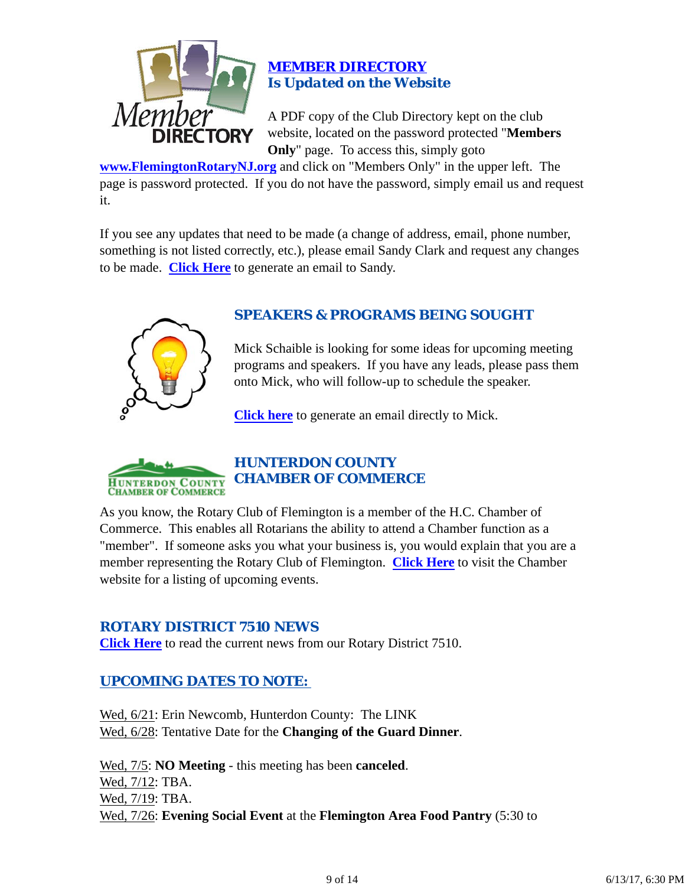## MEMBER DIRECTORY
## Is Updated on the Website

A PDF copy of the Club Directory kept on the club website, located on the password protected "**Members Only**" page. To access this, simply goto **www.FlemingtonRotaryNJ.org** and click on "Members Only" in the upper left. The page is password protected. If you do not have the password, simply email us and request it.

If you see any updates that need to be made (a change of address, email, phone number, something is not listed correctly, etc.), please email Sandy Clark and request any changes to be made. **Click Here** to generate an email to Sandy.

## SPEAKERS & PROGRAMS BEING SOUGHT

Mick Schaible is looking for some ideas for upcoming meeting programs and speakers. If you have any leads, please pass them onto Mick, who will follow-up to schedule the speaker.

**Click here** to generate an email directly to Mick.

## HUNTERDON COUNTY CHAMBER OF COMMERCE

As you know, the Rotary Club of Flemington is a member of the H.C. Chamber of Commerce. This enables all Rotarians the ability to attend a Chamber function as a "member". If someone asks you what your business is, you would explain that you are a member representing the Rotary Club of Flemington. **Click Here** to visit the Chamber website for a listing of upcoming events.

## ROTARY DISTRICT 7510 NEWS

**Click Here** to read the current news from our Rotary District 7510.

## UPCOMING DATES TO NOTE:

Wed, 6/21: Erin Newcomb, Hunterdon County: The LINK
Wed, 6/28: Tentative Date for the **Changing of the Guard Dinner**.

Wed, 7/5: **NO Meeting** - this meeting has been **canceled**.
Wed, 7/12: TBA.
Wed, 7/19: TBA.
Wed, 7/26: **Evening Social Event** at the **Flemington Area Food Pantry** (5:30 to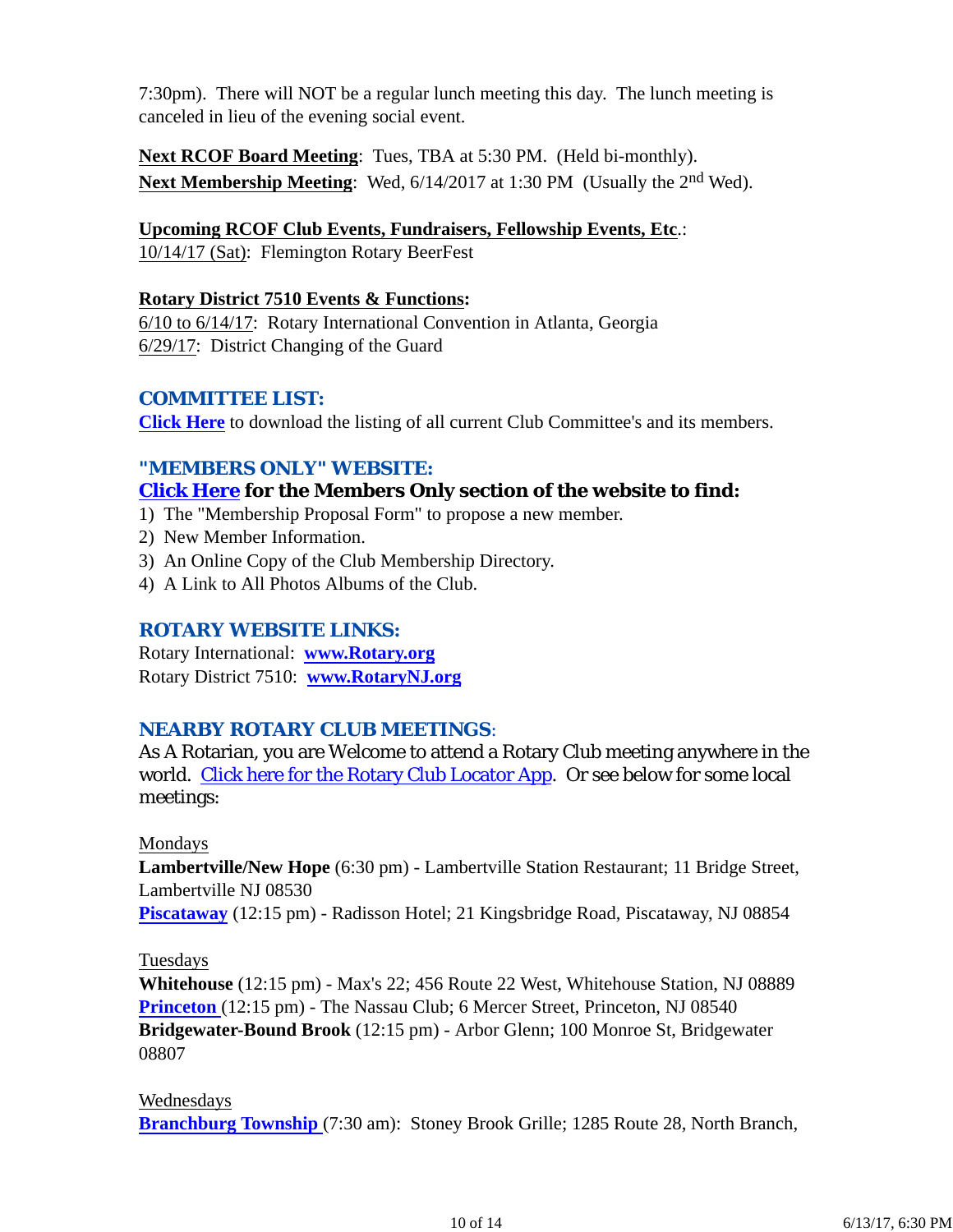7:30pm). There will NOT be a regular lunch meeting this day. The lunch meeting is canceled in lieu of the evening social event.

**Next RCOF Board Meeting**: Tues, TBA at 5:30 PM. (Held bi-monthly).
**Next Membership Meeting**: Wed, 6/14/2017 at 1:30 PM (Usually the 2nd Wed).

**Upcoming RCOF Club Events, Fundraisers, Fellowship Events, Etc**.:
10/14/17 (Sat): Flemington Rotary BeerFest

**Rotary District 7510 Events & Functions:**
6/10 to 6/14/17: Rotary International Convention in Atlanta, Georgia
6/29/17: District Changing of the Guard

## COMMITTEE LIST:

**Click Here** to download the listing of all current Club Committee's and its members.

## "MEMBERS ONLY" WEBSITE:

### Click Here for the Members Only section of the website to find:

1) The "Membership Proposal Form" to propose a new member.
2) New Member Information.
3) An Online Copy of the Club Membership Directory.
4) A Link to All Photos Albums of the Club.

## ROTARY WEBSITE LINKS:

Rotary International: **www.Rotary.org**
Rotary District 7510: **www.RotaryNJ.org**

## NEARBY ROTARY CLUB MEETINGS:

As A Rotarian, you are Welcome to attend a Rotary Club meeting anywhere in the world. Click here for the Rotary Club Locator App. Or see below for some local meetings:

Mondays
**Lambertville/New Hope** (6:30 pm) - Lambertville Station Restaurant; 11 Bridge Street, Lambertville NJ 08530
**Piscataway** (12:15 pm) - Radisson Hotel; 21 Kingsbridge Road, Piscataway, NJ 08854

Tuesdays
**Whitehouse** (12:15 pm) - Max's 22; 456 Route 22 West, Whitehouse Station, NJ 08889
**Princeton** (12:15 pm) - The Nassau Club; 6 Mercer Street, Princeton, NJ 08540
**Bridgewater-Bound Brook** (12:15 pm) - Arbor Glenn; 100 Monroe St, Bridgewater 08807

Wednesdays
**Branchburg Township** (7:30 am): Stoney Brook Grille; 1285 Route 28, North Branch,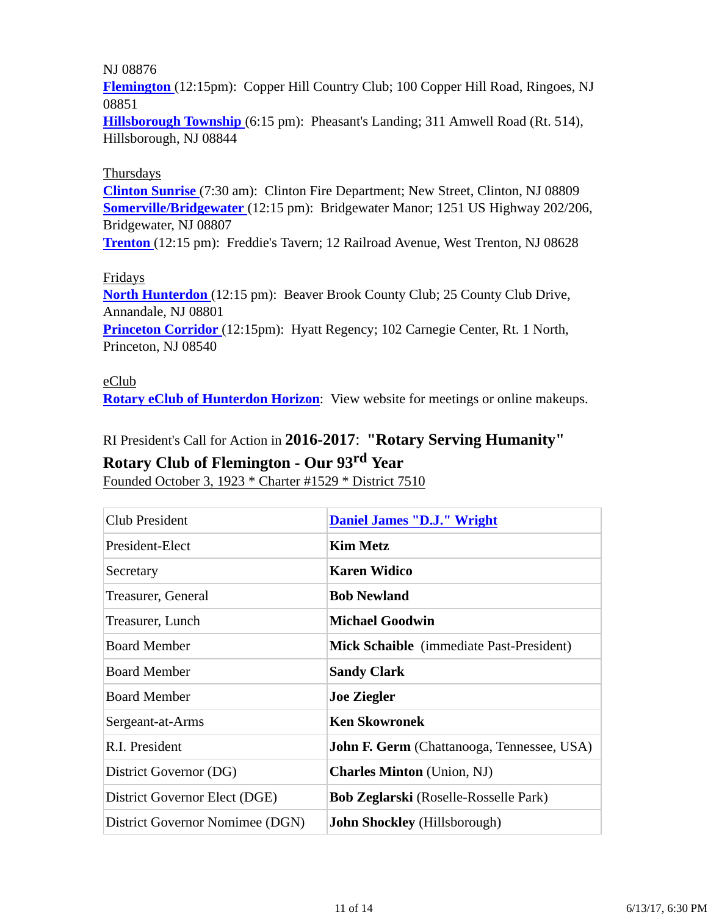NJ 08876
**Flemington** (12:15pm): Copper Hill Country Club; 100 Copper Hill Road, Ringoes, NJ 08851
**Hillsborough Township** (6:15 pm): Pheasant's Landing; 311 Amwell Road (Rt. 514), Hillsborough, NJ 08844

Thursdays
**Clinton Sunrise** (7:30 am): Clinton Fire Department; New Street, Clinton, NJ 08809
**Somerville/Bridgewater** (12:15 pm): Bridgewater Manor; 1251 US Highway 202/206, Bridgewater, NJ 08807
**Trenton** (12:15 pm): Freddie's Tavern; 12 Railroad Avenue, West Trenton, NJ 08628

Fridays
**North Hunterdon** (12:15 pm): Beaver Brook County Club; 25 County Club Drive, Annandale, NJ 08801
**Princeton Corridor** (12:15pm): Hyatt Regency; 102 Carnegie Center, Rt. 1 North, Princeton, NJ 08540

eClub
**Rotary eClub of Hunterdon Horizon**: View website for meetings or online makeups.

RI President's Call for Action in **2016-2017**: **"Rotary Serving Humanity"**

**Rotary Club of Flemington - Our 93rd Year**

Founded October 3, 1923 * Charter #1529 * District 7510

| Club President | **Daniel James "D.J." Wright** |
|---|---|
| President-Elect | **Kim Metz** |
| Secretary | **Karen Widico** |
| Treasurer, General | **Bob Newland** |
| Treasurer, Lunch | **Michael Goodwin** |
| Board Member | **Mick Schaible** (immediate Past-President) |
| Board Member | **Sandy Clark** |
| Board Member | **Joe Ziegler** |
| Sergeant-at-Arms | **Ken Skowronek** |
| R.I. President | **John F. Germ** (Chattanooga, Tennessee, USA) |
| District Governor (DG) | **Charles Minton** (Union, NJ) |
| District Governor Elect (DGE) | **Bob Zeglarski** (Roselle-Rosselle Park) |
| District Governor Nominee (DGN) | **John Shockley** (Hillsborough) |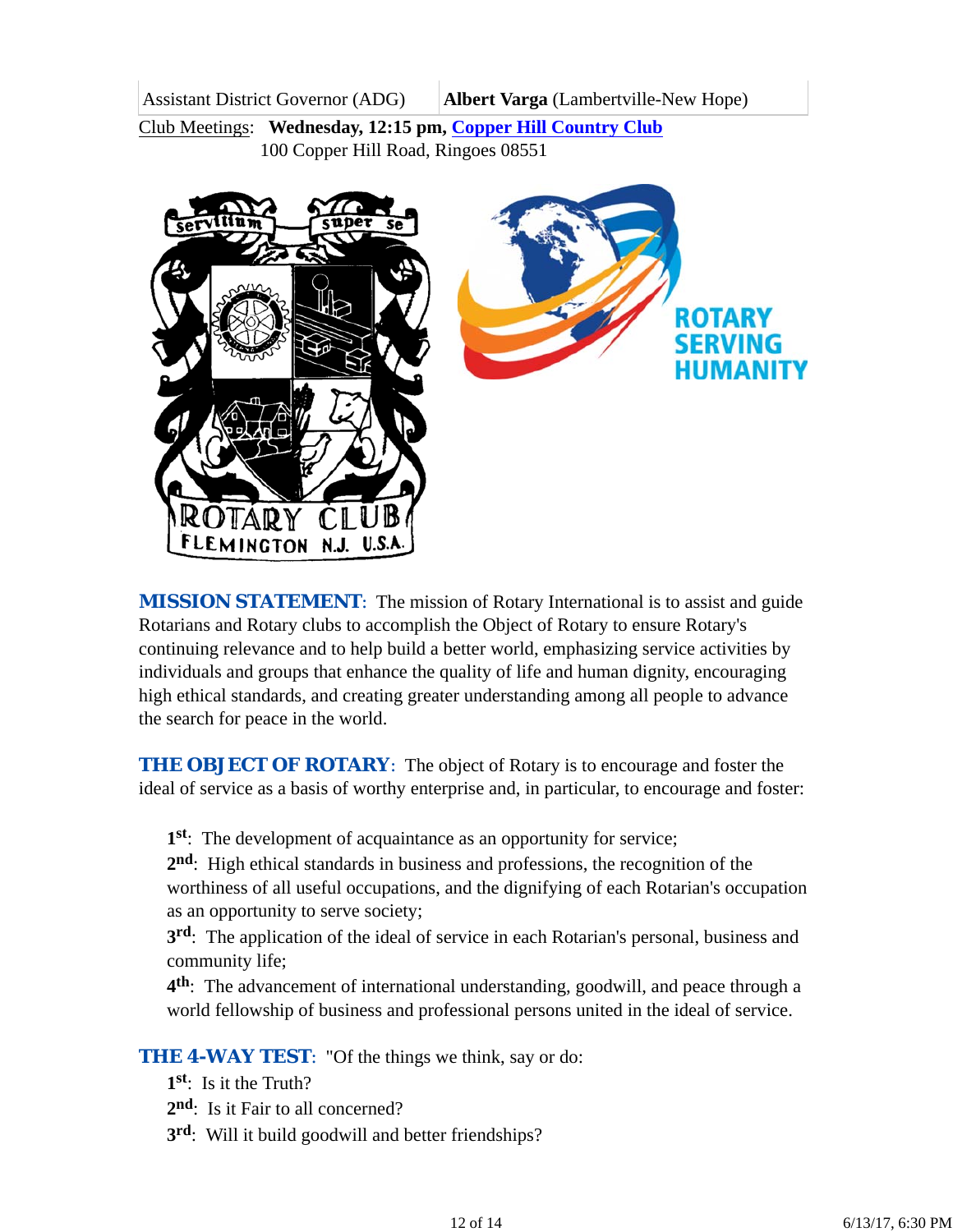| Assistant District Governor (ADG) | **Albert Varga** (Lambertville-New Hope) |
|---|---|

Club Meetings: **Wednesday, 12:15 pm, Copper Hill Country Club**
100 Copper Hill Road, Ringoes 08551

**MISSION STATEMENT**: The mission of Rotary International is to assist and guide Rotarians and Rotary clubs to accomplish the Object of Rotary to ensure Rotary's continuing relevance and to help build a better world, emphasizing service activities by individuals and groups that enhance the quality of life and human dignity, encouraging high ethical standards, and creating greater understanding among all people to advance the search for peace in the world.

**THE OBJECT OF ROTARY**: The object of Rotary is to encourage and foster the ideal of service as a basis of worthy enterprise and, in particular, to encourage and foster:

**1st**: The development of acquaintance as an opportunity for service;
**2nd**: High ethical standards in business and professions, the recognition of the worthiness of all useful occupations, and the dignifying of each Rotarian's occupation as an opportunity to serve society;
**3rd**: The application of the ideal of service in each Rotarian's personal, business and community life;
**4th**: The advancement of international understanding, goodwill, and peace through a world fellowship of business and professional persons united in the ideal of service.

**THE 4-WAY TEST**: "Of the things we think, say or do:
**1st**: Is it the Truth?
**2nd**: Is it Fair to all concerned?
**3rd**: Will it build goodwill and better friendships?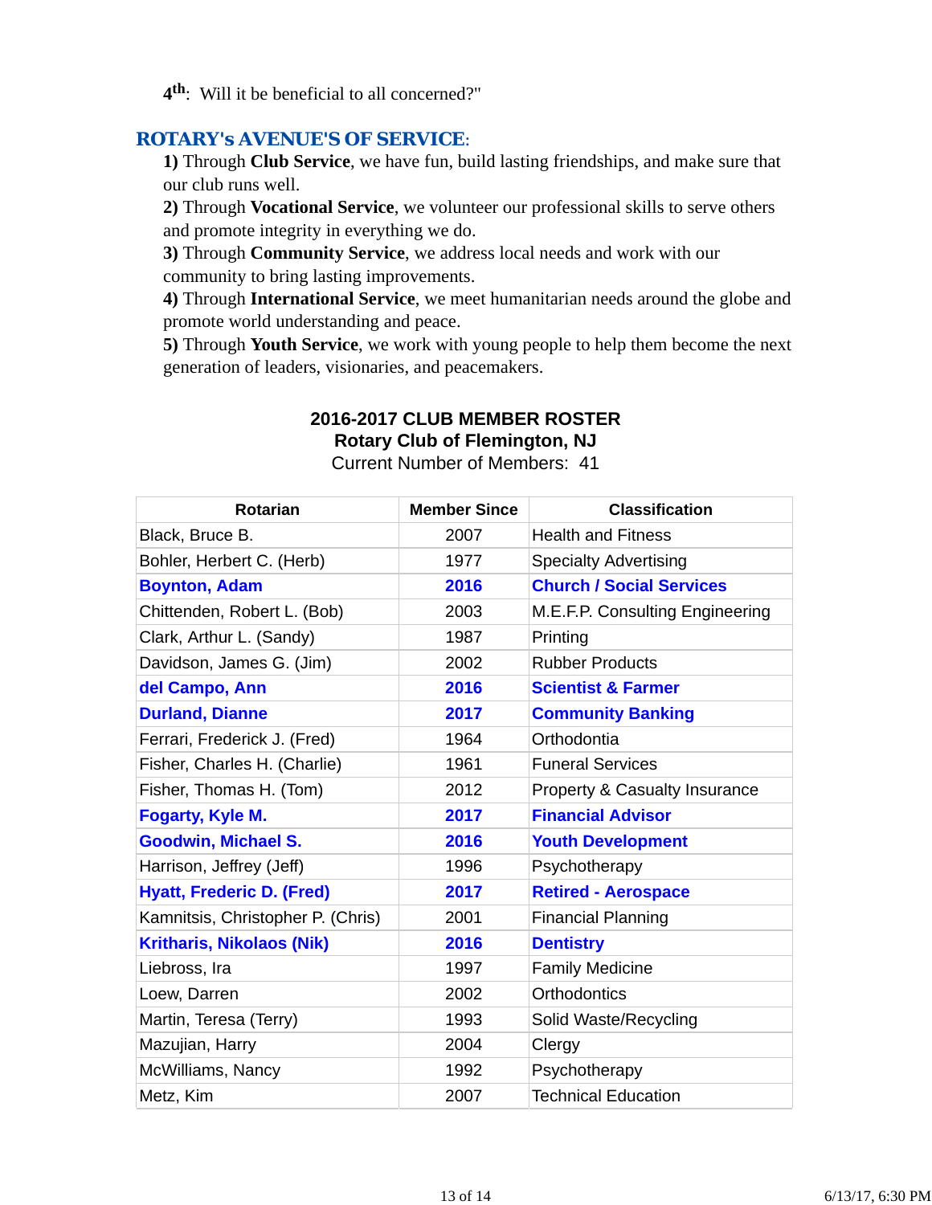**4th**: Will it be beneficial to all concerned?"

## ROTARY's AVENUE'S OF SERVICE:

**1)** Through **Club Service**, we have fun, build lasting friendships, and make sure that our club runs well.
**2)** Through **Vocational Service**, we volunteer our professional skills to serve others and promote integrity in everything we do.
**3)** Through **Community Service**, we address local needs and work with our community to bring lasting improvements.
**4)** Through **International Service**, we meet humanitarian needs around the globe and promote world understanding and peace.
**5)** Through **Youth Service**, we work with young people to help them become the next generation of leaders, visionaries, and peacemakers.

**2016-2017 CLUB MEMBER ROSTER**
**Rotary Club of Flemington, NJ**
Current Number of Members: 41

| Rotarian | Member Since | Classification |
|---|---|---|
| Black, Bruce B. | 2007 | Health and Fitness |
| Bohler, Herbert C. (Herb) | 1977 | Specialty Advertising |
| **Boynton, Adam** | **2016** | **Church / Social Services** |
| Chittenden, Robert L. (Bob) | 2003 | M.E.F.P. Consulting Engineering |
| Clark, Arthur L. (Sandy) | 1987 | Printing |
| Davidson, James G. (Jim) | 2002 | Rubber Products |
| **del Campo, Ann** | **2016** | **Scientist & Farmer** |
| **Durland, Dianne** | **2017** | **Community Banking** |
| Ferrari, Frederick J. (Fred) | 1964 | Orthodontia |
| Fisher, Charles H. (Charlie) | 1961 | Funeral Services |
| Fisher, Thomas H. (Tom) | 2012 | Property & Casualty Insurance |
| **Fogarty, Kyle M.** | **2017** | **Financial Advisor** |
| **Goodwin, Michael S.** | **2016** | **Youth Development** |
| Harrison, Jeffrey (Jeff) | 1996 | Psychotherapy |
| **Hyatt, Frederic D. (Fred)** | **2017** | **Retired - Aerospace** |
| Kamnitsis, Christopher P. (Chris) | 2001 | Financial Planning |
| **Kritharis, Nikolaos (Nik)** | **2016** | **Dentistry** |
| Liebross, Ira | 1997 | Family Medicine |
| Loew, Darren | 2002 | Orthodontics |
| Martin, Teresa (Terry) | 1993 | Solid Waste/Recycling |
| Mazujian, Harry | 2004 | Clergy |
| McWilliams, Nancy | 1992 | Psychotherapy |
| Metz, Kim | 2007 | Technical Education |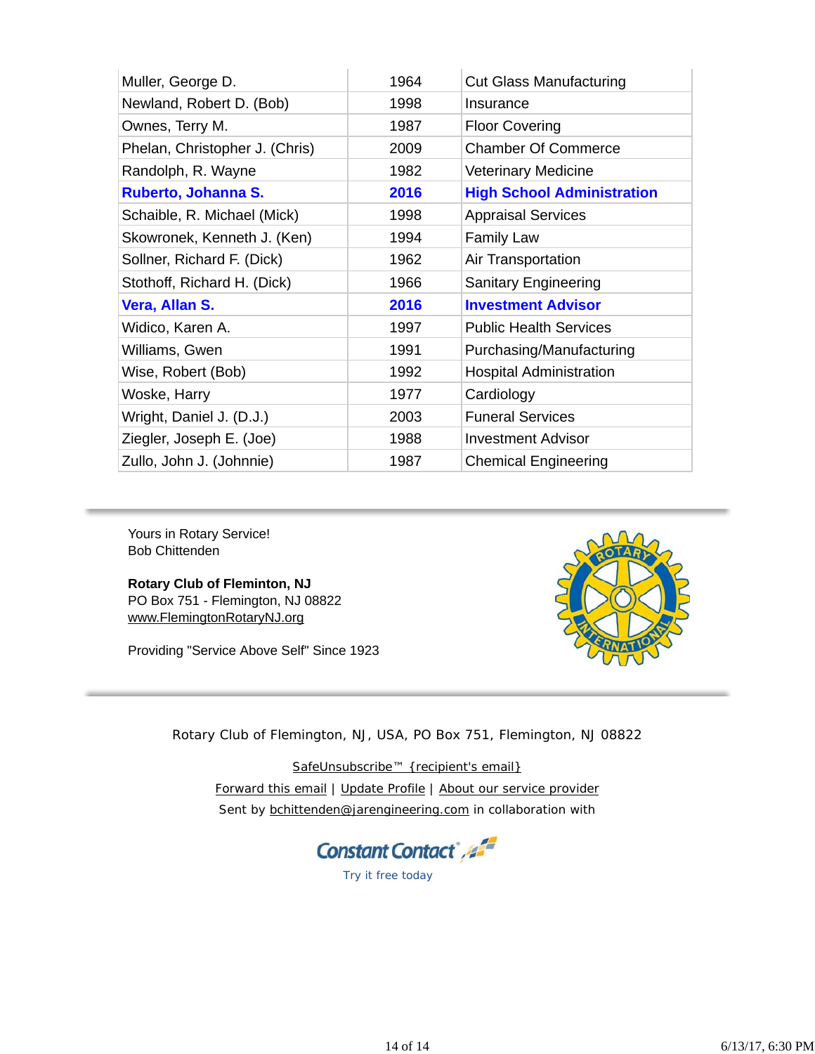| | | |
|---|---|---|
| Muller, George D. | 1964 | Cut Glass Manufacturing |
| Newland, Robert D. (Bob) | 1998 | Insurance |
| Ownes, Terry M. | 1987 | Floor Covering |
| Phelan, Christopher J. (Chris) | 2009 | Chamber Of Commerce |
| Randolph, R. Wayne | 1982 | Veterinary Medicine |
| **Ruberto, Johanna S.** | **2016** | **High School Administration** |
| Schaible, R. Michael (Mick) | 1998 | Appraisal Services |
| Skowronek, Kenneth J. (Ken) | 1994 | Family Law |
| Sollner, Richard F. (Dick) | 1962 | Air Transportation |
| Stothoff, Richard H. (Dick) | 1966 | Sanitary Engineering |
| **Vera, Allan S.** | **2016** | **Investment Advisor** |
| Widico, Karen A. | 1997 | Public Health Services |
| Williams, Gwen | 1991 | Purchasing/Manufacturing |
| Wise, Robert (Bob) | 1992 | Hospital Administration |
| Woske, Harry | 1977 | Cardiology |
| Wright, Daniel J. (D.J.) | 2003 | Funeral Services |
| Ziegler, Joseph E. (Joe) | 1988 | Investment Advisor |
| Zullo, John J. (Johnnie) | 1987 | Chemical Engineering |

Yours in Rotary Service!
Bob Chittenden

**Rotary Club of Fleminton, NJ**
PO Box 751 - Flemington, NJ 08822
www.FlemingtonRotaryNJ.org

Providing "Service Above Self" Since 1923

Rotary Club of Flemington, NJ, USA, PO Box 751, Flemington, NJ 08822

SafeUnsubscribe™ {recipient's email}

Forward this email | Update Profile | About our service provider

Sent by bchittenden@jarengineering.com in collaboration with

Constant Contact

Try it free today